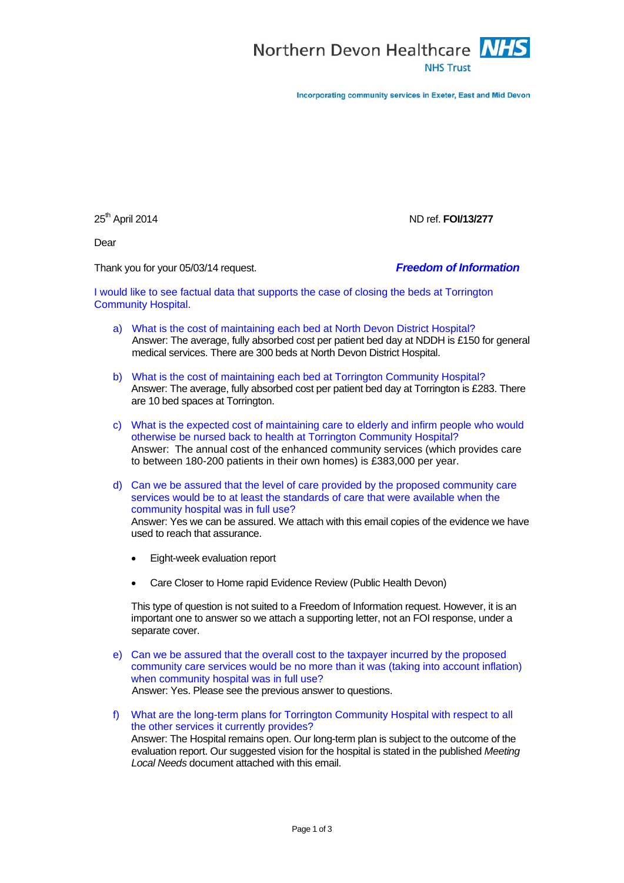Northern Devon Healthcare **NHS**
NHS Trust

Incorporating community services in Exeter, East and Mid Devon

25th April 2014 ND ref. **FOI/13/277**

Dear

Thank you for your 05/03/14 request. ***Freedom of Information***

I would like to see factual data that supports the case of closing the beds at Torrington Community Hospital.

a) What is the cost of maintaining each bed at North Devon District Hospital?
Answer: The average, fully absorbed cost per patient bed day at NDDH is £150 for general medical services. There are 300 beds at North Devon District Hospital.

b) What is the cost of maintaining each bed at Torrington Community Hospital?
Answer: The average, fully absorbed cost per patient bed day at Torrington is £283. There are 10 bed spaces at Torrington.

c) What is the expected cost of maintaining care to elderly and infirm people who would otherwise be nursed back to health at Torrington Community Hospital?
Answer: The annual cost of the enhanced community services (which provides care to between 180-200 patients in their own homes) is £383,000 per year.

d) Can we be assured that the level of care provided by the proposed community care services would be to at least the standards of care that were available when the community hospital was in full use?
Answer: Yes we can be assured. We attach with this email copies of the evidence we have used to reach that assurance.

- Eight-week evaluation report
- Care Closer to Home rapid Evidence Review (Public Health Devon)

This type of question is not suited to a Freedom of Information request. However, it is an important one to answer so we attach a supporting letter, not an FOI response, under a separate cover.

e) Can we be assured that the overall cost to the taxpayer incurred by the proposed community care services would be no more than it was (taking into account inflation) when community hospital was in full use?
Answer: Yes. Please see the previous answer to questions.

f) What are the long-term plans for Torrington Community Hospital with respect to all the other services it currently provides?
Answer: The Hospital remains open. Our long-term plan is subject to the outcome of the evaluation report. Our suggested vision for the hospital is stated in the published *Meeting Local Needs* document attached with this email.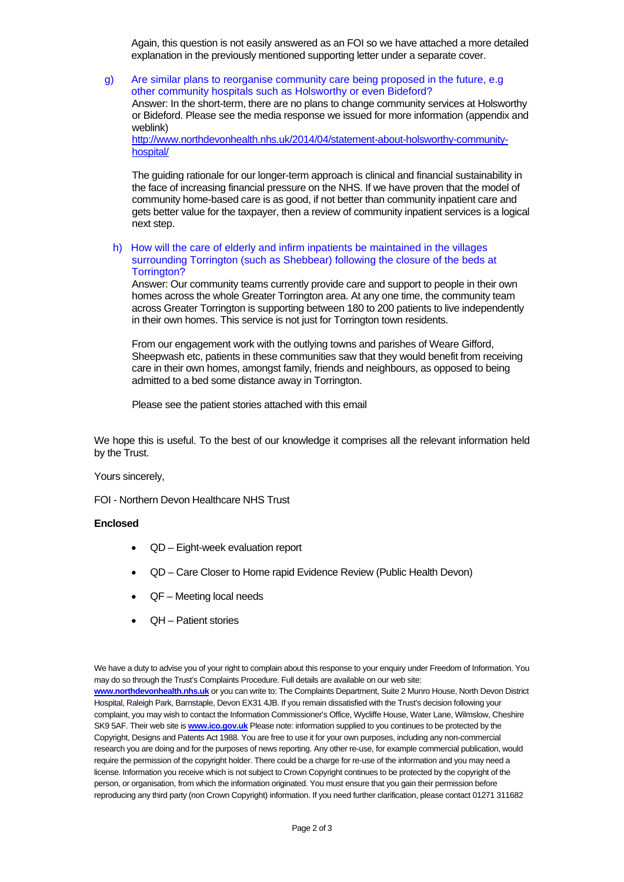Again, this question is not easily answered as an FOI so we have attached a more detailed explanation in the previously mentioned supporting letter under a separate cover.

g) Are similar plans to reorganise community care being proposed in the future, e.g other community hospitals such as Holsworthy or even Bideford?

   Answer: In the short-term, there are no plans to change community services at Holsworthy or Bideford. Please see the media response we issued for more information (appendix and weblink)
   [http://www.northdevonhealth.nhs.uk/2014/04/statement-about-holsworthy-community-hospital/](http://www.northdevonhealth.nhs.uk/2014/04/statement-about-holsworthy-community-hospital/)

   The guiding rationale for our longer-term approach is clinical and financial sustainability in the face of increasing financial pressure on the NHS. If we have proven that the model of community home-based care is as good, if not better than community inpatient care and gets better value for the taxpayer, then a review of community inpatient services is a logical next step.

h) How will the care of elderly and infirm inpatients be maintained in the villages surrounding Torrington (such as Shebbear) following the closure of the beds at Torrington?

   Answer: Our community teams currently provide care and support to people in their own homes across the whole Greater Torrington area. At any one time, the community team across Greater Torrington is supporting between 180 to 200 patients to live independently in their own homes. This service is not just for Torrington town residents.

   From our engagement work with the outlying towns and parishes of Weare Gifford, Sheepwash etc, patients in these communities saw that they would benefit from receiving care in their own homes, amongst family, friends and neighbours, as opposed to being admitted to a bed some distance away in Torrington.

   Please see the patient stories attached with this email

We hope this is useful. To the best of our knowledge it comprises all the relevant information held by the Trust.

Yours sincerely,

FOI - Northern Devon Healthcare NHS Trust

**Enclosed**

- QD – Eight-week evaluation report
- QD – Care Closer to Home rapid Evidence Review (Public Health Devon)
- QF – Meeting local needs
- QH – Patient stories

We have a duty to advise you of your right to complain about this response to your enquiry under Freedom of Information. You may do so through the Trust's Complaints Procedure. Full details are available on our web site: **[www.northdevonhealth.nhs.uk](http://www.northdevonhealth.nhs.uk)** or you can write to: The Complaints Department, Suite 2 Munro House, North Devon District Hospital, Raleigh Park, Barnstaple, Devon EX31 4JB. If you remain dissatisfied with the Trust's decision following your complaint, you may wish to contact the Information Commissioner's Office, Wycliffe House, Water Lane, Wilmslow, Cheshire SK9 5AF. Their web site is **[www.ico.gov.uk](http://www.ico.gov.uk)** Please note: information supplied to you continues to be protected by the Copyright, Designs and Patents Act 1988. You are free to use it for your own purposes, including any non-commercial research you are doing and for the purposes of news reporting. Any other re-use, for example commercial publication, would require the permission of the copyright holder. There could be a charge for re-use of the information and you may need a license. Information you receive which is not subject to Crown Copyright continues to be protected by the copyright of the person, or organisation, from which the information originated. You must ensure that you gain their permission before reproducing any third party (non Crown Copyright) information. If you need further clarification, please contact 01271 311682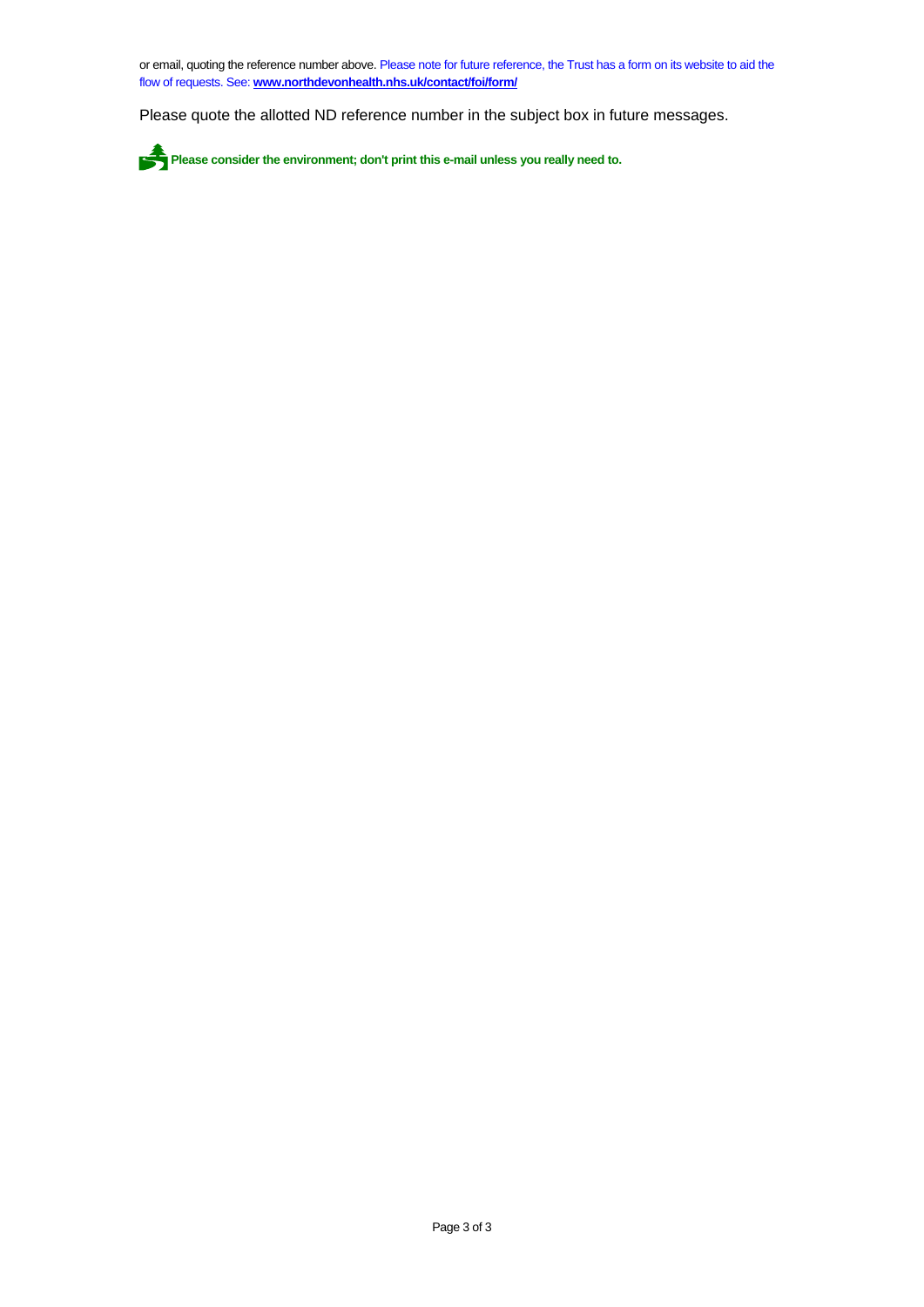or email, quoting the reference number above. Please note for future reference, the Trust has a form on its website to aid the flow of requests. See: **www.northdevonhealth.nhs.uk/contact/foi/form/**

Please quote the allotted ND reference number in the subject box in future messages.

**Please consider the environment; don't print this e-mail unless you really need to.**